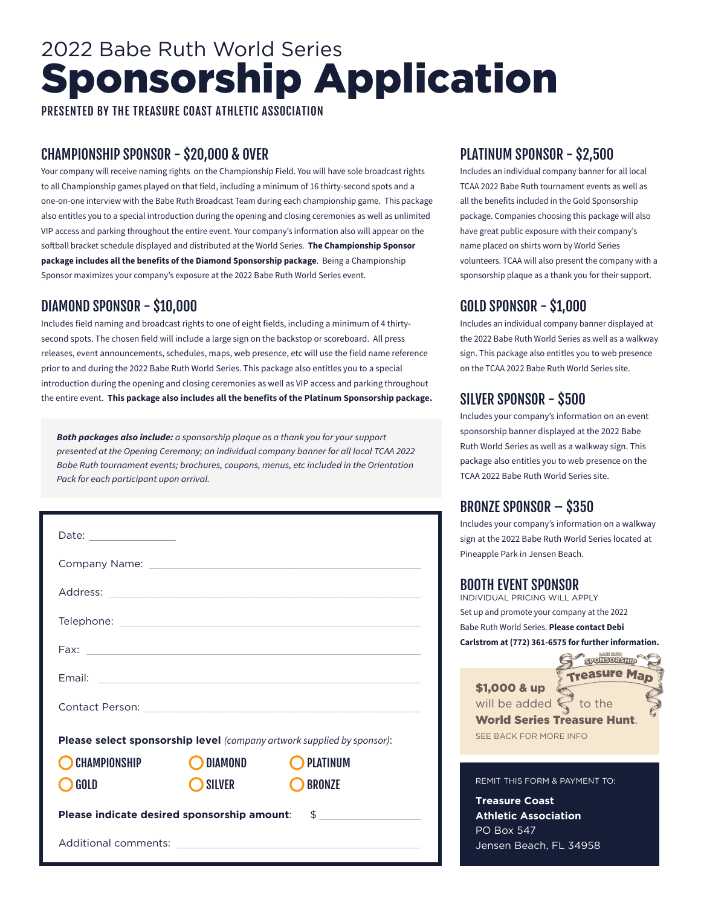2022 Babe Ruth World Series

# Sponsorship Application

PRESENTED BY THE TREASURE COAST ATHLETIC ASSOCIATION

## CHAMPIONSHIP SPONSOR – $20,000 & OVER

Your company will receive naming rights on the Championship Field. You will have sole broadcast rights to all Championship games played on that field, including a minimum of 16 thirty-second spots and a one-on-one interview with the Babe Ruth Broadcast Team during each championship game. This package also entitles you to a special introduction during the opening and closing ceremonies as well as unlimited VIP access and parking throughout the entire event. Your company's information also will appear on the softball bracket schedule displayed and distributed at the World Series. **The Championship Sponsor package includes all the benefits of the Diamond Sponsorship package**. Being a Championship Sponsor maximizes your company's exposure at the 2022 Babe Ruth World Series event.

## DIAMOND SPONSOR – $10,000

Includes field naming and broadcast rights to one of eight fields, including a minimum of 4 thirty-second spots. The chosen field will include a large sign on the backstop or scoreboard. All press releases, event announcements, schedules, maps, web presence, etc will use the field name reference prior to and during the 2022 Babe Ruth World Series. This package also entitles you to a special introduction during the opening and closing ceremonies as well as VIP access and parking throughout the entire event. **This package also includes all the benefits of the Platinum Sponsorship package.**

***Both packages also include:*** *a sponsorship plaque as a thank you for your support presented at the Opening Ceremony; an individual company banner for all local TCAA 2022 Babe Ruth tournament events; brochures, coupons, menus, etc included in the Orientation Pack for each participant upon arrival.*

Date: _______________

Company Name: _______________

Address: _______________

Telephone: _______________

Fax: _______________

Email: _______________

Contact Person: _______________

**Please select sponsorship level** *(company artwork supplied by sponsor)*:

○ CHAMPIONSHIP ○ DIAMOND ○ PLATINUM

○ GOLD ○ SILVER ○ BRONZE

**Please indicate desired sponsorship amount**: $ _______________

Additional comments: _______________

## PLATINUM SPONSOR – $2,500

Includes an individual company banner for all local TCAA 2022 Babe Ruth tournament events as well as all the benefits included in the Gold Sponsorship package. Companies choosing this package will also have great public exposure with their company's name placed on shirts worn by World Series volunteers. TCAA will also present the company with a sponsorship plaque as a thank you for their support.

## GOLD SPONSOR – $1,000

Includes an individual company banner displayed at the 2022 Babe Ruth World Series as well as a walkway sign. This package also entitles you to web presence on the TCAA 2022 Babe Ruth World Series site.

## SILVER SPONSOR – $500

Includes your company's information on an event sponsorship banner displayed at the 2022 Babe Ruth World Series as well as a walkway sign. This package also entitles you to web presence on the TCAA 2022 Babe Ruth World Series site.

## BRONZE SPONSOR – $350

Includes your company's information on a walkway sign at the 2022 Babe Ruth World Series located at Pineapple Park in Jensen Beach.

## BOOTH EVENT SPONSOR

INDIVIDUAL PRICING WILL APPLY

Set up and promote your company at the 2022 Babe Ruth World Series. **Please contact Debi Carlstrom at (772) 361-6575 for further information.**

Babe Ruth Sponsorship Treasure Map

**$1,000 & up** will be added to the **World Series Treasure Hunt**.

SEE BACK FOR MORE INFO

REMIT THIS FORM & PAYMENT TO:

**Treasure Coast Athletic Association**
PO Box 547
Jensen Beach, FL 34958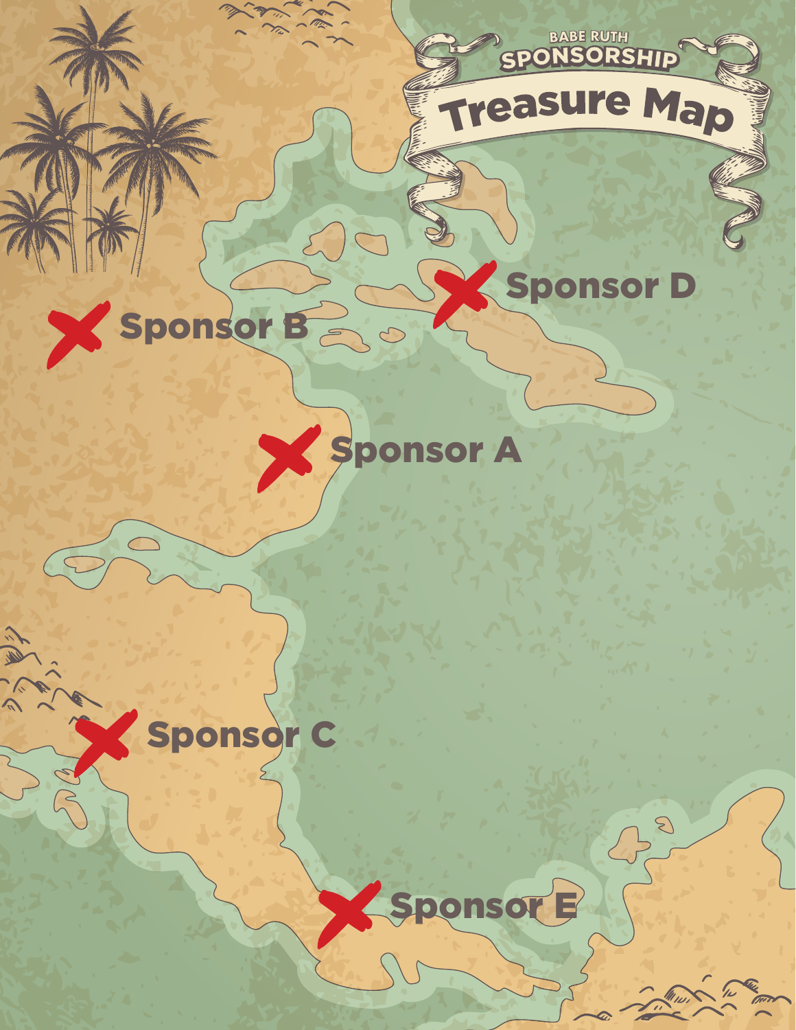BABE RUTH SPONSORSHIP

# Treasure Map

Sponsor D

Sponsor B

Sponsor A

Sponsor C

Sponsor E